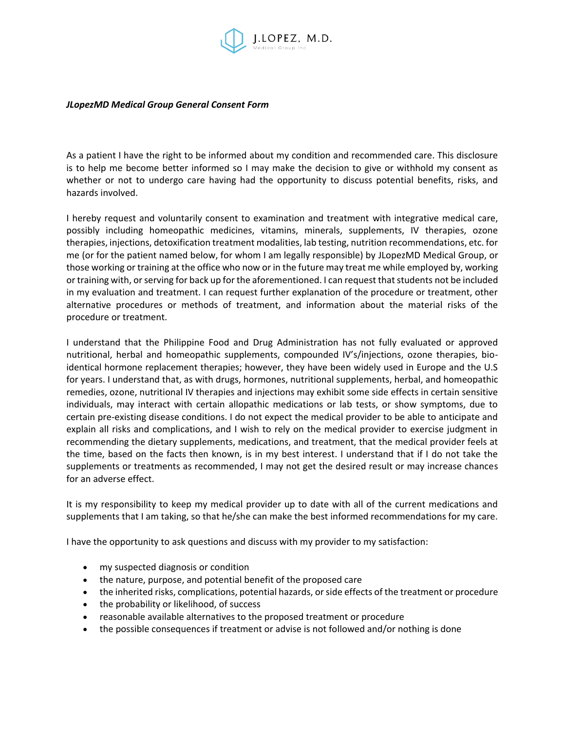J.LOPEZ, M.D.
Medical Group Inc.

***JLopezMD Medical Group General Consent Form***

As a patient I have the right to be informed about my condition and recommended care. This disclosure is to help me become better informed so I may make the decision to give or withhold my consent as whether or not to undergo care having had the opportunity to discuss potential benefits, risks, and hazards involved.

I hereby request and voluntarily consent to examination and treatment with integrative medical care, possibly including homeopathic medicines, vitamins, minerals, supplements, IV therapies, ozone therapies, injections, detoxification treatment modalities, lab testing, nutrition recommendations, etc. for me (or for the patient named below, for whom I am legally responsible) by JLopezMD Medical Group, or those working or training at the office who now or in the future may treat me while employed by, working or training with, or serving for back up for the aforementioned. I can request that students not be included in my evaluation and treatment. I can request further explanation of the procedure or treatment, other alternative procedures or methods of treatment, and information about the material risks of the procedure or treatment.

I understand that the Philippine Food and Drug Administration has not fully evaluated or approved nutritional, herbal and homeopathic supplements, compounded IV's/injections, ozone therapies, bio-identical hormone replacement therapies; however, they have been widely used in Europe and the U.S for years. I understand that, as with drugs, hormones, nutritional supplements, herbal, and homeopathic remedies, ozone, nutritional IV therapies and injections may exhibit some side effects in certain sensitive individuals, may interact with certain allopathic medications or lab tests, or show symptoms, due to certain pre-existing disease conditions. I do not expect the medical provider to be able to anticipate and explain all risks and complications, and I wish to rely on the medical provider to exercise judgment in recommending the dietary supplements, medications, and treatment, that the medical provider feels at the time, based on the facts then known, is in my best interest. I understand that if I do not take the supplements or treatments as recommended, I may not get the desired result or may increase chances for an adverse effect.

It is my responsibility to keep my medical provider up to date with all of the current medications and supplements that I am taking, so that he/she can make the best informed recommendations for my care.

I have the opportunity to ask questions and discuss with my provider to my satisfaction:

- my suspected diagnosis or condition
- the nature, purpose, and potential benefit of the proposed care
- the inherited risks, complications, potential hazards, or side effects of the treatment or procedure
- the probability or likelihood, of success
- reasonable available alternatives to the proposed treatment or procedure
- the possible consequences if treatment or advise is not followed and/or nothing is done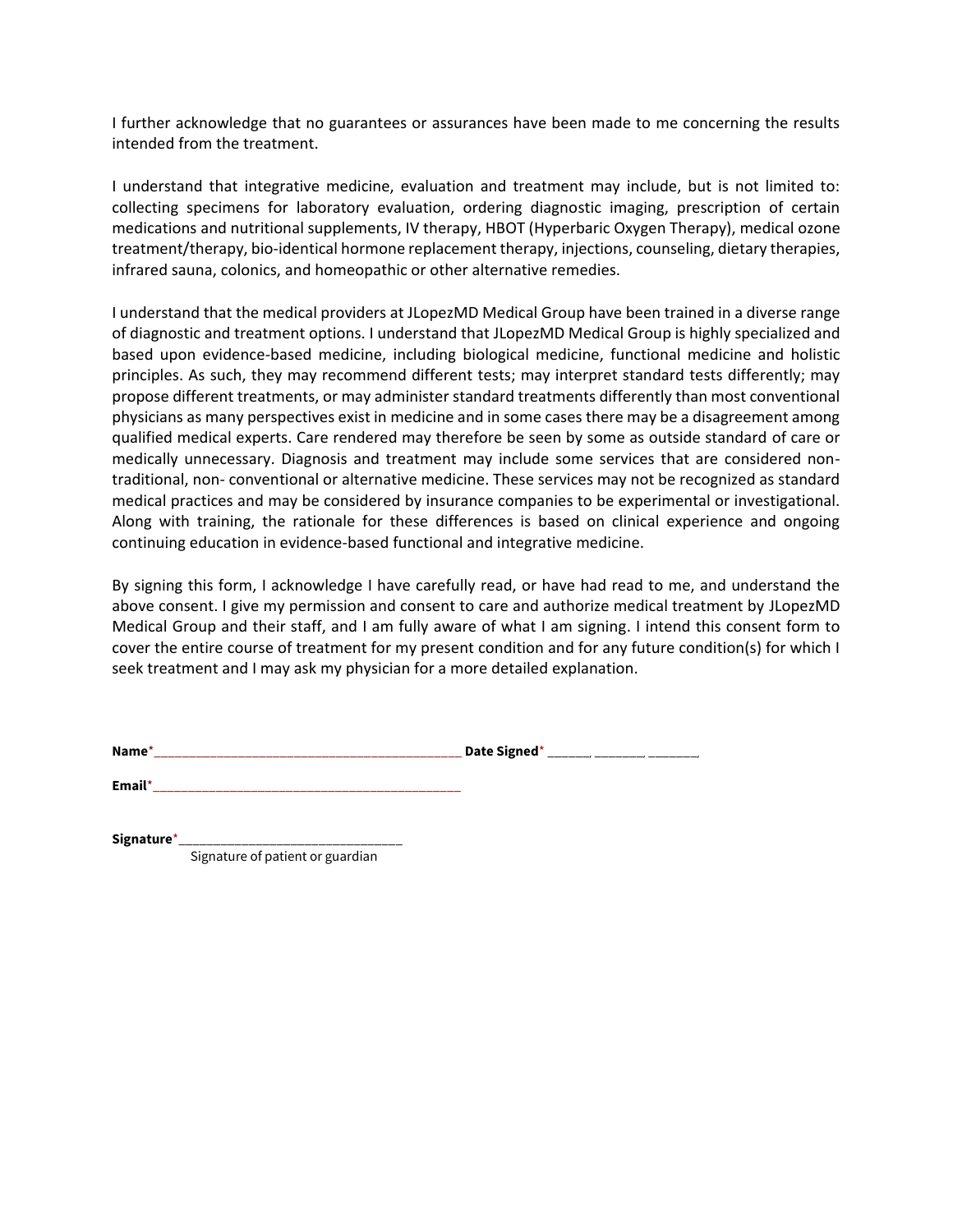I further acknowledge that no guarantees or assurances have been made to me concerning the results intended from the treatment.

I understand that integrative medicine, evaluation and treatment may include, but is not limited to: collecting specimens for laboratory evaluation, ordering diagnostic imaging, prescription of certain medications and nutritional supplements, IV therapy, HBOT (Hyperbaric Oxygen Therapy), medical ozone treatment/therapy, bio-identical hormone replacement therapy, injections, counseling, dietary therapies, infrared sauna, colonics, and homeopathic or other alternative remedies.

I understand that the medical providers at JLopezMD Medical Group have been trained in a diverse range of diagnostic and treatment options. I understand that JLopezMD Medical Group is highly specialized and based upon evidence-based medicine, including biological medicine, functional medicine and holistic principles. As such, they may recommend different tests; may interpret standard tests differently; may propose different treatments, or may administer standard treatments differently than most conventional physicians as many perspectives exist in medicine and in some cases there may be a disagreement among qualified medical experts. Care rendered may therefore be seen by some as outside standard of care or medically unnecessary. Diagnosis and treatment may include some services that are considered non-traditional, non- conventional or alternative medicine. These services may not be recognized as standard medical practices and may be considered by insurance companies to be experimental or investigational. Along with training, the rationale for these differences is based on clinical experience and ongoing continuing education in evidence-based functional and integrative medicine.

By signing this form, I acknowledge I have carefully read, or have had read to me, and understand the above consent. I give my permission and consent to care and authorize medical treatment by JLopezMD Medical Group and their staff, and I am fully aware of what I am signing. I intend this consent form to cover the entire course of treatment for my present condition and for any future condition(s) for which I seek treatment and I may ask my physician for a more detailed explanation.

**Name***__________________________________________ **Date Signed*** ______, _______, _______

**Email***__________________________________________

**Signature***______________________________

Signature of patient or guardian